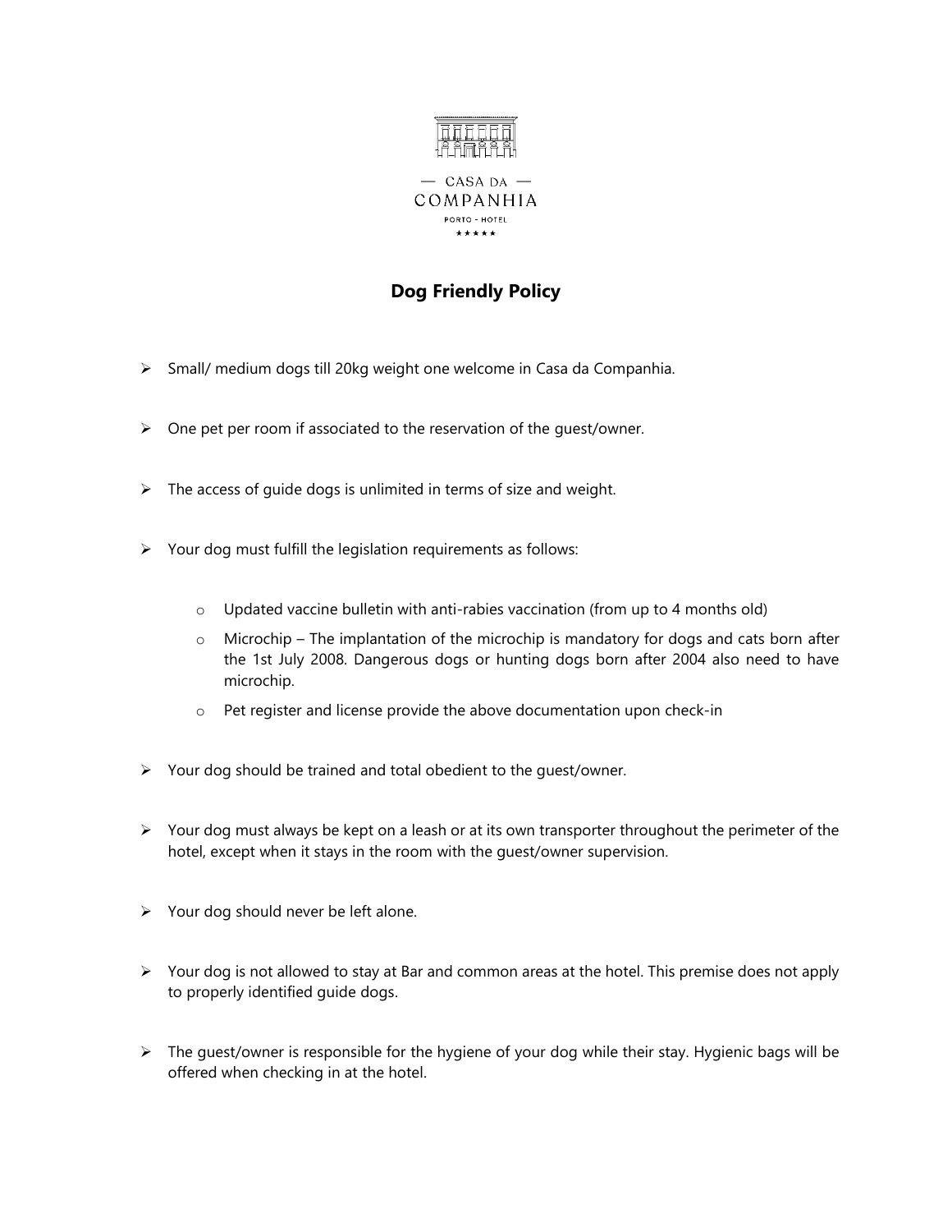— CASA DA —
COMPANHIA
PORTO - HOTEL
★★★★★

# Dog Friendly Policy

- Small/ medium dogs till 20kg weight one welcome in Casa da Companhia.
- One pet per room if associated to the reservation of the guest/owner.
- The access of guide dogs is unlimited in terms of size and weight.
- Your dog must fulfill the legislation requirements as follows:
  - Updated vaccine bulletin with anti-rabies vaccination (from up to 4 months old)
  - Microchip – The implantation of the microchip is mandatory for dogs and cats born after the 1st July 2008. Dangerous dogs or hunting dogs born after 2004 also need to have microchip.
  - Pet register and license provide the above documentation upon check-in
- Your dog should be trained and total obedient to the guest/owner.
- Your dog must always be kept on a leash or at its own transporter throughout the perimeter of the hotel, except when it stays in the room with the guest/owner supervision.
- Your dog should never be left alone.
- Your dog is not allowed to stay at Bar and common areas at the hotel. This premise does not apply to properly identified guide dogs.
- The guest/owner is responsible for the hygiene of your dog while their stay. Hygienic bags will be offered when checking in at the hotel.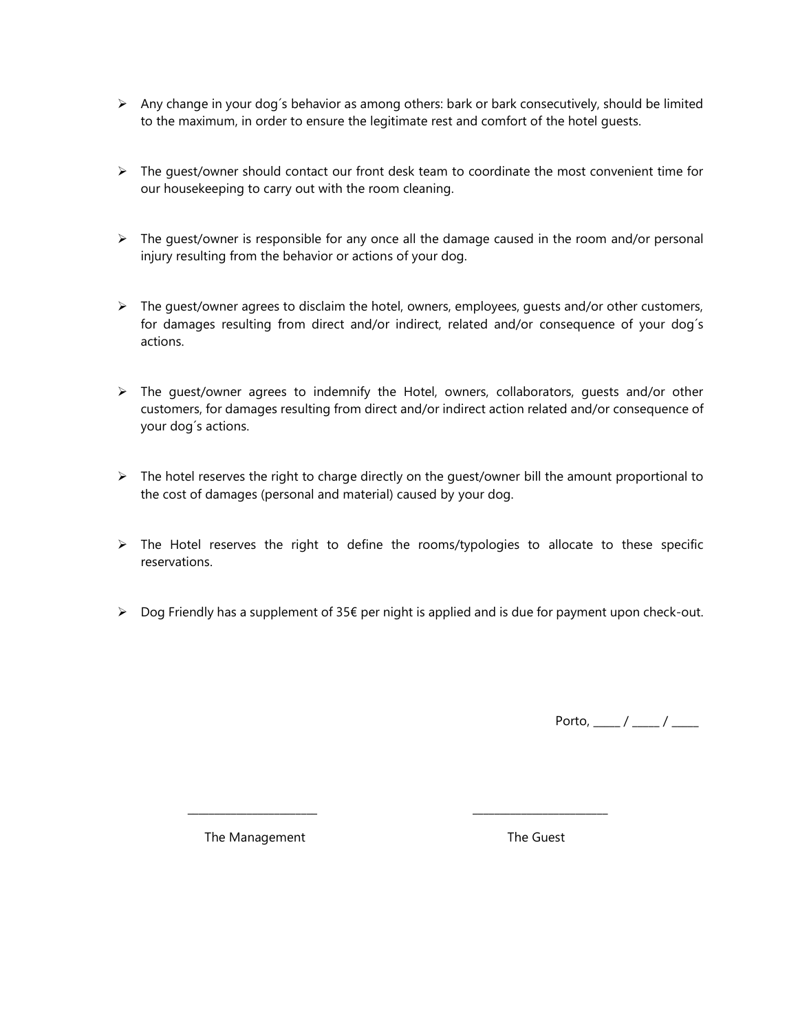- Any change in your dog´s behavior as among others: bark or bark consecutively, should be limited to the maximum, in order to ensure the legitimate rest and comfort of the hotel guests.

- The guest/owner should contact our front desk team to coordinate the most convenient time for our housekeeping to carry out with the room cleaning.

- The guest/owner is responsible for any once all the damage caused in the room and/or personal injury resulting from the behavior or actions of your dog.

- The guest/owner agrees to disclaim the hotel, owners, employees, guests and/or other customers, for damages resulting from direct and/or indirect, related and/or consequence of your dog´s actions.

- The guest/owner agrees to indemnify the Hotel, owners, collaborators, guests and/or other customers, for damages resulting from direct and/or indirect action related and/or consequence of your dog´s actions.

- The hotel reserves the right to charge directly on the guest/owner bill the amount proportional to the cost of damages (personal and material) caused by your dog.

- The Hotel reserves the right to define the rooms/typologies to allocate to these specific reservations.

- Dog Friendly has a supplement of 35€ per night is applied and is due for payment upon check-out.

Porto, _____ / _____ / _____

_______________________ _______________________

The Management The Guest